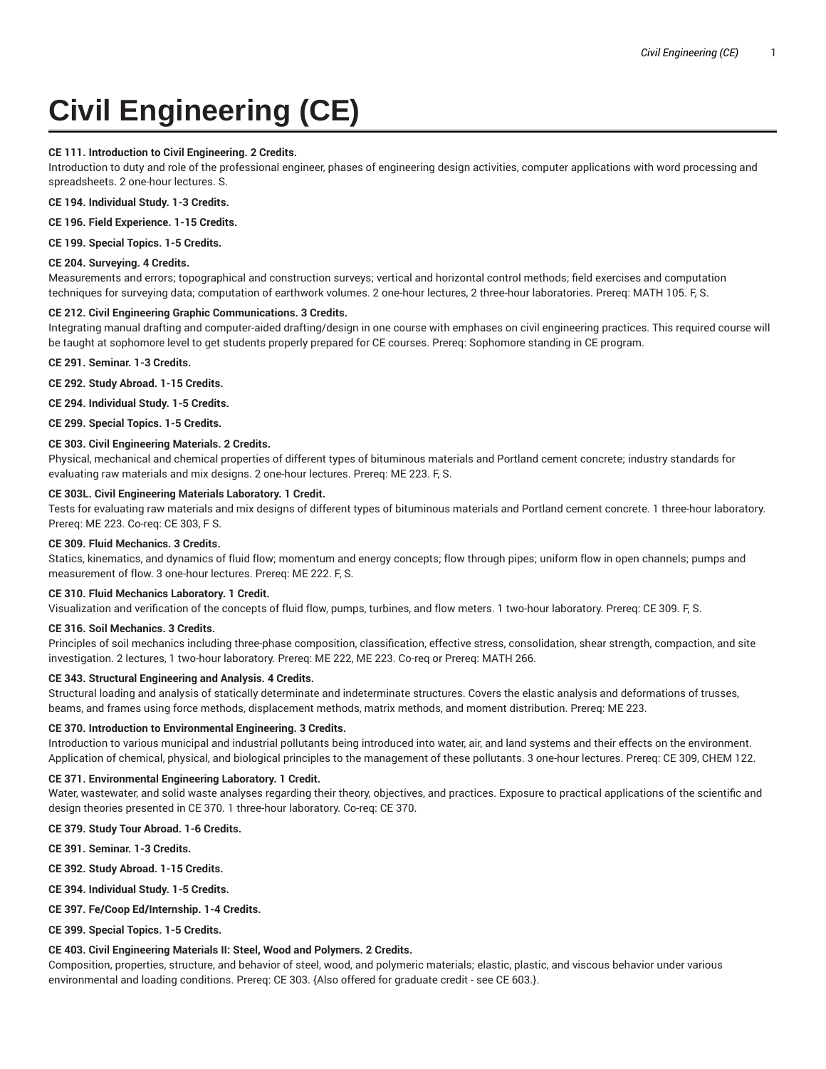# Civil Engineering (CE)

**CE 111. Introduction to Civil Engineering. 2 Credits.**
Introduction to duty and role of the professional engineer, phases of engineering design activities, computer applications with word processing and spreadsheets. 2 one-hour lectures. S.

**CE 194. Individual Study. 1-3 Credits.**

**CE 196. Field Experience. 1-15 Credits.**

**CE 199. Special Topics. 1-5 Credits.**

**CE 204. Surveying. 4 Credits.**
Measurements and errors; topographical and construction surveys; vertical and horizontal control methods; field exercises and computation techniques for surveying data; computation of earthwork volumes. 2 one-hour lectures, 2 three-hour laboratories. Prereq: MATH 105. F, S.

**CE 212. Civil Engineering Graphic Communications. 3 Credits.**
Integrating manual drafting and computer-aided drafting/design in one course with emphases on civil engineering practices. This required course will be taught at sophomore level to get students properly prepared for CE courses. Prereq: Sophomore standing in CE program.

**CE 291. Seminar. 1-3 Credits.**

**CE 292. Study Abroad. 1-15 Credits.**

**CE 294. Individual Study. 1-5 Credits.**

**CE 299. Special Topics. 1-5 Credits.**

**CE 303. Civil Engineering Materials. 2 Credits.**
Physical, mechanical and chemical properties of different types of bituminous materials and Portland cement concrete; industry standards for evaluating raw materials and mix designs. 2 one-hour lectures. Prereq: ME 223. F, S.

**CE 303L. Civil Engineering Materials Laboratory. 1 Credit.**
Tests for evaluating raw materials and mix designs of different types of bituminous materials and Portland cement concrete. 1 three-hour laboratory. Prereq: ME 223. Co-req: CE 303, F S.

**CE 309. Fluid Mechanics. 3 Credits.**
Statics, kinematics, and dynamics of fluid flow; momentum and energy concepts; flow through pipes; uniform flow in open channels; pumps and measurement of flow. 3 one-hour lectures. Prereq: ME 222. F, S.

**CE 310. Fluid Mechanics Laboratory. 1 Credit.**
Visualization and verification of the concepts of fluid flow, pumps, turbines, and flow meters. 1 two-hour laboratory. Prereq: CE 309. F, S.

**CE 316. Soil Mechanics. 3 Credits.**
Principles of soil mechanics including three-phase composition, classification, effective stress, consolidation, shear strength, compaction, and site investigation. 2 lectures, 1 two-hour laboratory. Prereq: ME 222, ME 223. Co-req or Prereq: MATH 266.

**CE 343. Structural Engineering and Analysis. 4 Credits.**
Structural loading and analysis of statically determinate and indeterminate structures. Covers the elastic analysis and deformations of trusses, beams, and frames using force methods, displacement methods, matrix methods, and moment distribution. Prereq: ME 223.

**CE 370. Introduction to Environmental Engineering. 3 Credits.**
Introduction to various municipal and industrial pollutants being introduced into water, air, and land systems and their effects on the environment. Application of chemical, physical, and biological principles to the management of these pollutants. 3 one-hour lectures. Prereq: CE 309, CHEM 122.

**CE 371. Environmental Engineering Laboratory. 1 Credit.**
Water, wastewater, and solid waste analyses regarding their theory, objectives, and practices. Exposure to practical applications of the scientific and design theories presented in CE 370. 1 three-hour laboratory. Co-req: CE 370.

**CE 379. Study Tour Abroad. 1-6 Credits.**

**CE 391. Seminar. 1-3 Credits.**

**CE 392. Study Abroad. 1-15 Credits.**

**CE 394. Individual Study. 1-5 Credits.**

**CE 397. Fe/Coop Ed/Internship. 1-4 Credits.**

**CE 399. Special Topics. 1-5 Credits.**

**CE 403. Civil Engineering Materials II: Steel, Wood and Polymers. 2 Credits.**
Composition, properties, structure, and behavior of steel, wood, and polymeric materials; elastic, plastic, and viscous behavior under various environmental and loading conditions. Prereq: CE 303. {Also offered for graduate credit - see CE 603.}.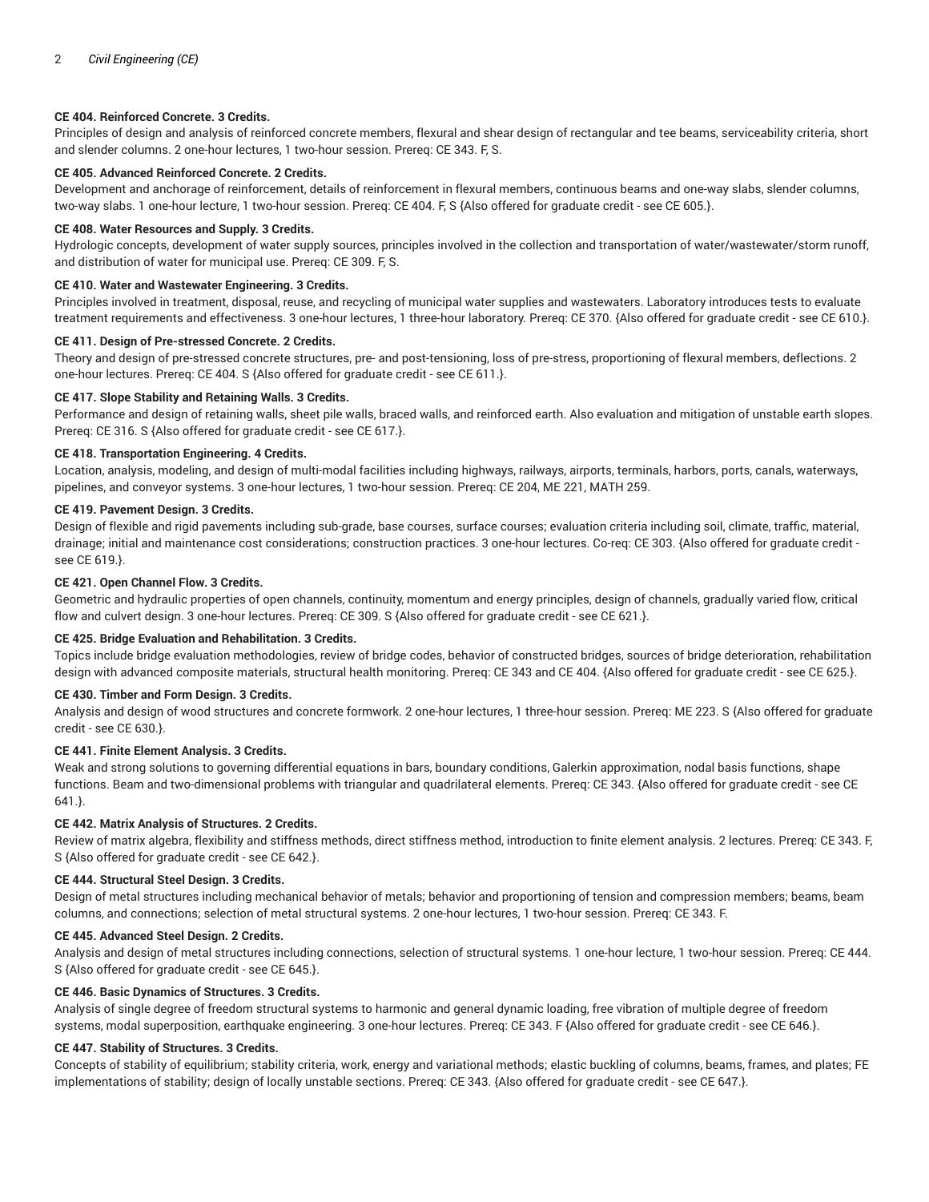**CE 404. Reinforced Concrete. 3 Credits.**
Principles of design and analysis of reinforced concrete members, flexural and shear design of rectangular and tee beams, serviceability criteria, short and slender columns. 2 one-hour lectures, 1 two-hour session. Prereq: CE 343. F, S.

**CE 405. Advanced Reinforced Concrete. 2 Credits.**
Development and anchorage of reinforcement, details of reinforcement in flexural members, continuous beams and one-way slabs, slender columns, two-way slabs. 1 one-hour lecture, 1 two-hour session. Prereq: CE 404. F, S {Also offered for graduate credit - see CE 605.}.

**CE 408. Water Resources and Supply. 3 Credits.**
Hydrologic concepts, development of water supply sources, principles involved in the collection and transportation of water/wastewater/storm runoff, and distribution of water for municipal use. Prereq: CE 309. F, S.

**CE 410. Water and Wastewater Engineering. 3 Credits.**
Principles involved in treatment, disposal, reuse, and recycling of municipal water supplies and wastewaters. Laboratory introduces tests to evaluate treatment requirements and effectiveness. 3 one-hour lectures, 1 three-hour laboratory. Prereq: CE 370. {Also offered for graduate credit - see CE 610.}.

**CE 411. Design of Pre-stressed Concrete. 2 Credits.**
Theory and design of pre-stressed concrete structures, pre- and post-tensioning, loss of pre-stress, proportioning of flexural members, deflections. 2 one-hour lectures. Prereq: CE 404. S {Also offered for graduate credit - see CE 611.}.

**CE 417. Slope Stability and Retaining Walls. 3 Credits.**
Performance and design of retaining walls, sheet pile walls, braced walls, and reinforced earth. Also evaluation and mitigation of unstable earth slopes. Prereq: CE 316. S {Also offered for graduate credit - see CE 617.}.

**CE 418. Transportation Engineering. 4 Credits.**
Location, analysis, modeling, and design of multi-modal facilities including highways, railways, airports, terminals, harbors, ports, canals, waterways, pipelines, and conveyor systems. 3 one-hour lectures, 1 two-hour session. Prereq: CE 204, ME 221, MATH 259.

**CE 419. Pavement Design. 3 Credits.**
Design of flexible and rigid pavements including sub-grade, base courses, surface courses; evaluation criteria including soil, climate, traffic, material, drainage; initial and maintenance cost considerations; construction practices. 3 one-hour lectures. Co-req: CE 303. {Also offered for graduate credit - see CE 619.}.

**CE 421. Open Channel Flow. 3 Credits.**
Geometric and hydraulic properties of open channels, continuity, momentum and energy principles, design of channels, gradually varied flow, critical flow and culvert design. 3 one-hour lectures. Prereq: CE 309. S {Also offered for graduate credit - see CE 621.}.

**CE 425. Bridge Evaluation and Rehabilitation. 3 Credits.**
Topics include bridge evaluation methodologies, review of bridge codes, behavior of constructed bridges, sources of bridge deterioration, rehabilitation design with advanced composite materials, structural health monitoring. Prereq: CE 343 and CE 404. {Also offered for graduate credit - see CE 625.}.

**CE 430. Timber and Form Design. 3 Credits.**
Analysis and design of wood structures and concrete formwork. 2 one-hour lectures, 1 three-hour session. Prereq: ME 223. S {Also offered for graduate credit - see CE 630.}.

**CE 441. Finite Element Analysis. 3 Credits.**
Weak and strong solutions to governing differential equations in bars, boundary conditions, Galerkin approximation, nodal basis functions, shape functions. Beam and two-dimensional problems with triangular and quadrilateral elements. Prereq: CE 343. {Also offered for graduate credit - see CE 641.}.

**CE 442. Matrix Analysis of Structures. 2 Credits.**
Review of matrix algebra, flexibility and stiffness methods, direct stiffness method, introduction to finite element analysis. 2 lectures. Prereq: CE 343. F, S {Also offered for graduate credit - see CE 642.}.

**CE 444. Structural Steel Design. 3 Credits.**
Design of metal structures including mechanical behavior of metals; behavior and proportioning of tension and compression members; beams, beam columns, and connections; selection of metal structural systems. 2 one-hour lectures, 1 two-hour session. Prereq: CE 343. F.

**CE 445. Advanced Steel Design. 2 Credits.**
Analysis and design of metal structures including connections, selection of structural systems. 1 one-hour lecture, 1 two-hour session. Prereq: CE 444. S {Also offered for graduate credit - see CE 645.}.

**CE 446. Basic Dynamics of Structures. 3 Credits.**
Analysis of single degree of freedom structural systems to harmonic and general dynamic loading, free vibration of multiple degree of freedom systems, modal superposition, earthquake engineering. 3 one-hour lectures. Prereq: CE 343. F {Also offered for graduate credit - see CE 646.}.

**CE 447. Stability of Structures. 3 Credits.**
Concepts of stability of equilibrium; stability criteria, work, energy and variational methods; elastic buckling of columns, beams, frames, and plates; FE implementations of stability; design of locally unstable sections. Prereq: CE 343. {Also offered for graduate credit - see CE 647.}.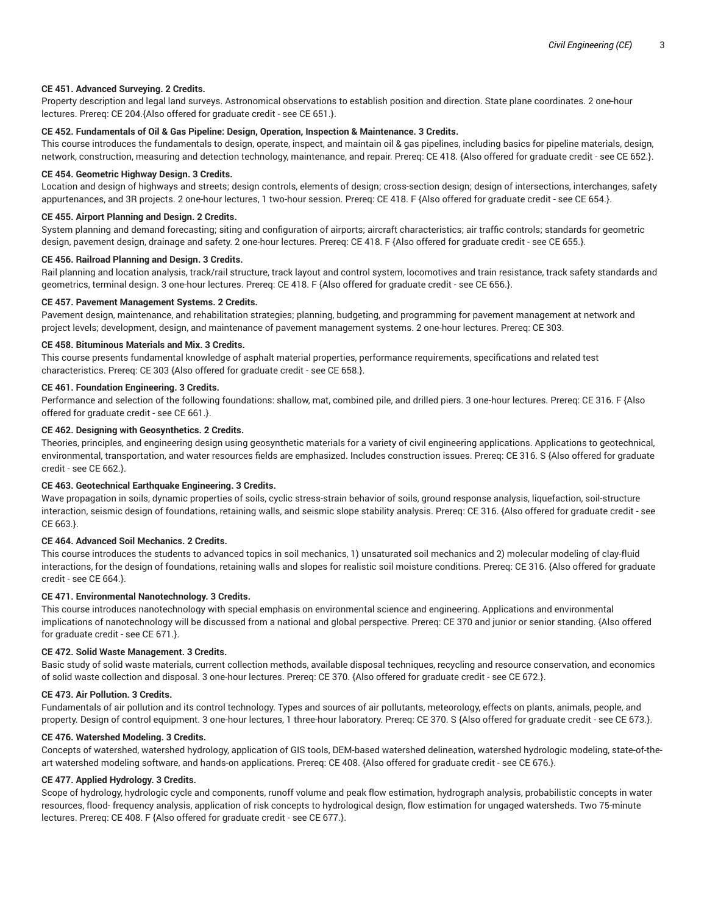**CE 451. Advanced Surveying. 2 Credits.**

Property description and legal land surveys. Astronomical observations to establish position and direction. State plane coordinates. 2 one-hour lectures. Prereq: CE 204.{Also offered for graduate credit - see CE 651.}.

**CE 452. Fundamentals of Oil & Gas Pipeline: Design, Operation, Inspection & Maintenance. 3 Credits.**

This course introduces the fundamentals to design, operate, inspect, and maintain oil & gas pipelines, including basics for pipeline materials, design, network, construction, measuring and detection technology, maintenance, and repair. Prereq: CE 418. {Also offered for graduate credit - see CE 652.}.

**CE 454. Geometric Highway Design. 3 Credits.**

Location and design of highways and streets; design controls, elements of design; cross-section design; design of intersections, interchanges, safety appurtenances, and 3R projects. 2 one-hour lectures, 1 two-hour session. Prereq: CE 418. F {Also offered for graduate credit - see CE 654.}.

**CE 455. Airport Planning and Design. 2 Credits.**

System planning and demand forecasting; siting and configuration of airports; aircraft characteristics; air traffic controls; standards for geometric design, pavement design, drainage and safety. 2 one-hour lectures. Prereq: CE 418. F {Also offered for graduate credit - see CE 655.}.

**CE 456. Railroad Planning and Design. 3 Credits.**

Rail planning and location analysis, track/rail structure, track layout and control system, locomotives and train resistance, track safety standards and geometrics, terminal design. 3 one-hour lectures. Prereq: CE 418. F {Also offered for graduate credit - see CE 656.}.

**CE 457. Pavement Management Systems. 2 Credits.**

Pavement design, maintenance, and rehabilitation strategies; planning, budgeting, and programming for pavement management at network and project levels; development, design, and maintenance of pavement management systems. 2 one-hour lectures. Prereq: CE 303.

**CE 458. Bituminous Materials and Mix. 3 Credits.**

This course presents fundamental knowledge of asphalt material properties, performance requirements, specifications and related test characteristics. Prereq: CE 303 {Also offered for graduate credit - see CE 658.}.

**CE 461. Foundation Engineering. 3 Credits.**

Performance and selection of the following foundations: shallow, mat, combined pile, and drilled piers. 3 one-hour lectures. Prereq: CE 316. F {Also offered for graduate credit - see CE 661.}.

**CE 462. Designing with Geosynthetics. 2 Credits.**

Theories, principles, and engineering design using geosynthetic materials for a variety of civil engineering applications. Applications to geotechnical, environmental, transportation, and water resources fields are emphasized. Includes construction issues. Prereq: CE 316. S {Also offered for graduate credit - see CE 662.}.

**CE 463. Geotechnical Earthquake Engineering. 3 Credits.**

Wave propagation in soils, dynamic properties of soils, cyclic stress-strain behavior of soils, ground response analysis, liquefaction, soil-structure interaction, seismic design of foundations, retaining walls, and seismic slope stability analysis. Prereq: CE 316. {Also offered for graduate credit - see CE 663.}.

**CE 464. Advanced Soil Mechanics. 2 Credits.**

This course introduces the students to advanced topics in soil mechanics, 1) unsaturated soil mechanics and 2) molecular modeling of clay-fluid interactions, for the design of foundations, retaining walls and slopes for realistic soil moisture conditions. Prereq: CE 316. {Also offered for graduate credit - see CE 664.}.

**CE 471. Environmental Nanotechnology. 3 Credits.**

This course introduces nanotechnology with special emphasis on environmental science and engineering. Applications and environmental implications of nanotechnology will be discussed from a national and global perspective. Prereq: CE 370 and junior or senior standing. {Also offered for graduate credit - see CE 671.}.

**CE 472. Solid Waste Management. 3 Credits.**

Basic study of solid waste materials, current collection methods, available disposal techniques, recycling and resource conservation, and economics of solid waste collection and disposal. 3 one-hour lectures. Prereq: CE 370. {Also offered for graduate credit - see CE 672.}.

**CE 473. Air Pollution. 3 Credits.**

Fundamentals of air pollution and its control technology. Types and sources of air pollutants, meteorology, effects on plants, animals, people, and property. Design of control equipment. 3 one-hour lectures, 1 three-hour laboratory. Prereq: CE 370. S {Also offered for graduate credit - see CE 673.}.

**CE 476. Watershed Modeling. 3 Credits.**

Concepts of watershed, watershed hydrology, application of GIS tools, DEM-based watershed delineation, watershed hydrologic modeling, state-of-the-art watershed modeling software, and hands-on applications. Prereq: CE 408. {Also offered for graduate credit - see CE 676.}.

**CE 477. Applied Hydrology. 3 Credits.**

Scope of hydrology, hydrologic cycle and components, runoff volume and peak flow estimation, hydrograph analysis, probabilistic concepts in water resources, flood- frequency analysis, application of risk concepts to hydrological design, flow estimation for ungaged watersheds. Two 75-minute lectures. Prereq: CE 408. F {Also offered for graduate credit - see CE 677.}.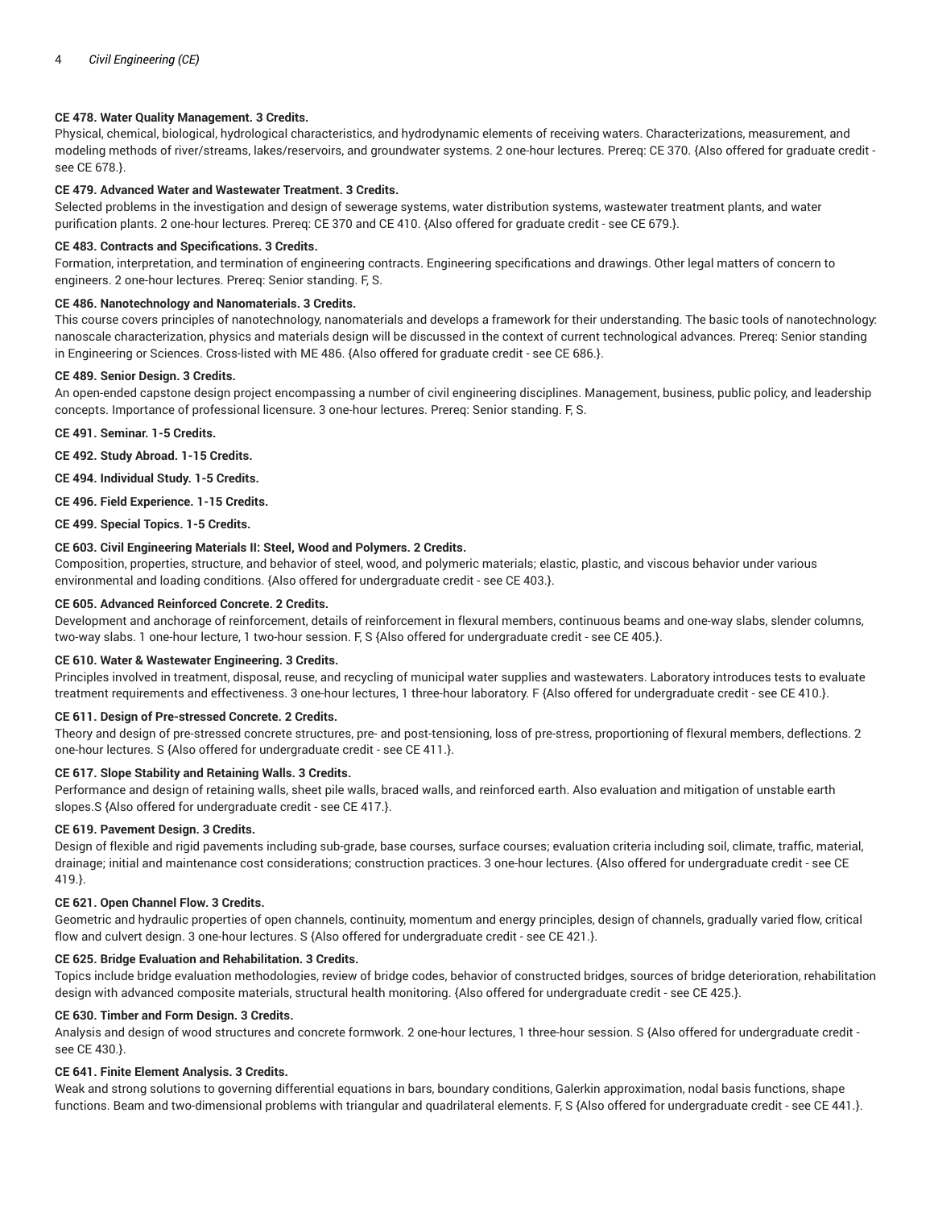**CE 478. Water Quality Management. 3 Credits.**

Physical, chemical, biological, hydrological characteristics, and hydrodynamic elements of receiving waters. Characterizations, measurement, and modeling methods of river/streams, lakes/reservoirs, and groundwater systems. 2 one-hour lectures. Prereq: CE 370. {Also offered for graduate credit - see CE 678.}.

**CE 479. Advanced Water and Wastewater Treatment. 3 Credits.**

Selected problems in the investigation and design of sewerage systems, water distribution systems, wastewater treatment plants, and water purification plants. 2 one-hour lectures. Prereq: CE 370 and CE 410. {Also offered for graduate credit - see CE 679.}.

**CE 483. Contracts and Specifications. 3 Credits.**

Formation, interpretation, and termination of engineering contracts. Engineering specifications and drawings. Other legal matters of concern to engineers. 2 one-hour lectures. Prereq: Senior standing. F, S.

**CE 486. Nanotechnology and Nanomaterials. 3 Credits.**

This course covers principles of nanotechnology, nanomaterials and develops a framework for their understanding. The basic tools of nanotechnology: nanoscale characterization, physics and materials design will be discussed in the context of current technological advances. Prereq: Senior standing in Engineering or Sciences. Cross-listed with ME 486. {Also offered for graduate credit - see CE 686.}.

**CE 489. Senior Design. 3 Credits.**

An open-ended capstone design project encompassing a number of civil engineering disciplines. Management, business, public policy, and leadership concepts. Importance of professional licensure. 3 one-hour lectures. Prereq: Senior standing. F, S.

**CE 491. Seminar. 1-5 Credits.**

**CE 492. Study Abroad. 1-15 Credits.**

**CE 494. Individual Study. 1-5 Credits.**

**CE 496. Field Experience. 1-15 Credits.**

**CE 499. Special Topics. 1-5 Credits.**

**CE 603. Civil Engineering Materials II: Steel, Wood and Polymers. 2 Credits.**

Composition, properties, structure, and behavior of steel, wood, and polymeric materials; elastic, plastic, and viscous behavior under various environmental and loading conditions. {Also offered for undergraduate credit - see CE 403.}.

**CE 605. Advanced Reinforced Concrete. 2 Credits.**

Development and anchorage of reinforcement, details of reinforcement in flexural members, continuous beams and one-way slabs, slender columns, two-way slabs. 1 one-hour lecture, 1 two-hour session. F, S {Also offered for undergraduate credit - see CE 405.}.

**CE 610. Water & Wastewater Engineering. 3 Credits.**

Principles involved in treatment, disposal, reuse, and recycling of municipal water supplies and wastewaters. Laboratory introduces tests to evaluate treatment requirements and effectiveness. 3 one-hour lectures, 1 three-hour laboratory. F {Also offered for undergraduate credit - see CE 410.}.

**CE 611. Design of Pre-stressed Concrete. 2 Credits.**

Theory and design of pre-stressed concrete structures, pre- and post-tensioning, loss of pre-stress, proportioning of flexural members, deflections. 2 one-hour lectures. S {Also offered for undergraduate credit - see CE 411.}.

**CE 617. Slope Stability and Retaining Walls. 3 Credits.**

Performance and design of retaining walls, sheet pile walls, braced walls, and reinforced earth. Also evaluation and mitigation of unstable earth slopes.S {Also offered for undergraduate credit - see CE 417.}.

**CE 619. Pavement Design. 3 Credits.**

Design of flexible and rigid pavements including sub-grade, base courses, surface courses; evaluation criteria including soil, climate, traffic, material, drainage; initial and maintenance cost considerations; construction practices. 3 one-hour lectures. {Also offered for undergraduate credit - see CE 419.}.

**CE 621. Open Channel Flow. 3 Credits.**

Geometric and hydraulic properties of open channels, continuity, momentum and energy principles, design of channels, gradually varied flow, critical flow and culvert design. 3 one-hour lectures. S {Also offered for undergraduate credit - see CE 421.}.

**CE 625. Bridge Evaluation and Rehabilitation. 3 Credits.**

Topics include bridge evaluation methodologies, review of bridge codes, behavior of constructed bridges, sources of bridge deterioration, rehabilitation design with advanced composite materials, structural health monitoring. {Also offered for undergraduate credit - see CE 425.}.

**CE 630. Timber and Form Design. 3 Credits.**

Analysis and design of wood structures and concrete formwork. 2 one-hour lectures, 1 three-hour session. S {Also offered for undergraduate credit - see CE 430.}.

**CE 641. Finite Element Analysis. 3 Credits.**

Weak and strong solutions to governing differential equations in bars, boundary conditions, Galerkin approximation, nodal basis functions, shape functions. Beam and two-dimensional problems with triangular and quadrilateral elements. F, S {Also offered for undergraduate credit - see CE 441.}.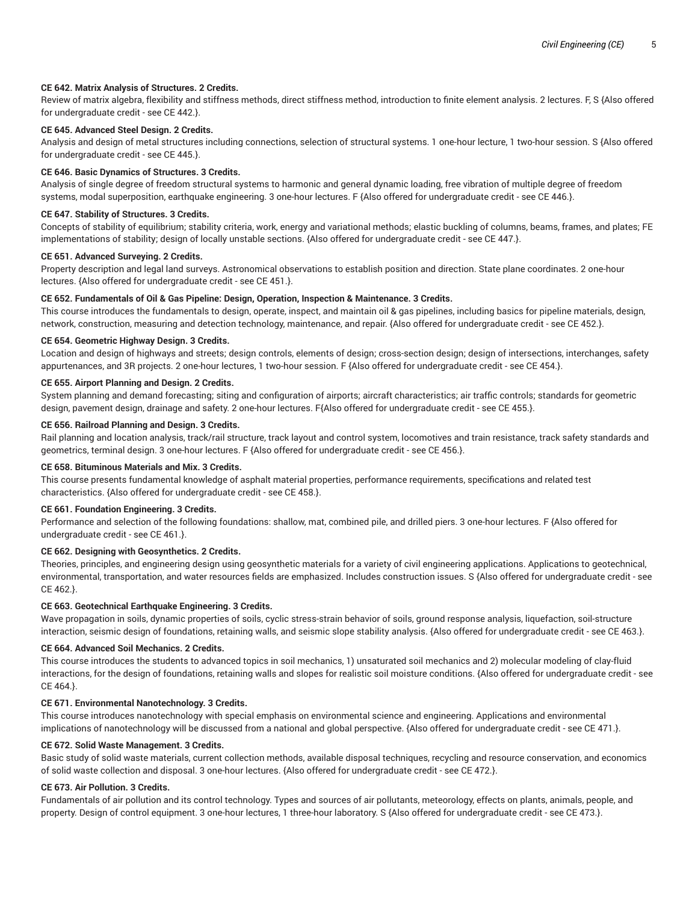**CE 642. Matrix Analysis of Structures. 2 Credits.**

Review of matrix algebra, flexibility and stiffness methods, direct stiffness method, introduction to finite element analysis. 2 lectures. F, S {Also offered for undergraduate credit - see CE 442.}.

**CE 645. Advanced Steel Design. 2 Credits.**

Analysis and design of metal structures including connections, selection of structural systems. 1 one-hour lecture, 1 two-hour session. S {Also offered for undergraduate credit - see CE 445.}.

**CE 646. Basic Dynamics of Structures. 3 Credits.**

Analysis of single degree of freedom structural systems to harmonic and general dynamic loading, free vibration of multiple degree of freedom systems, modal superposition, earthquake engineering. 3 one-hour lectures. F {Also offered for undergraduate credit - see CE 446.}.

**CE 647. Stability of Structures. 3 Credits.**

Concepts of stability of equilibrium; stability criteria, work, energy and variational methods; elastic buckling of columns, beams, frames, and plates; FE implementations of stability; design of locally unstable sections. {Also offered for undergraduate credit - see CE 447.}.

**CE 651. Advanced Surveying. 2 Credits.**

Property description and legal land surveys. Astronomical observations to establish position and direction. State plane coordinates. 2 one-hour lectures. {Also offered for undergraduate credit - see CE 451.}.

**CE 652. Fundamentals of Oil & Gas Pipeline: Design, Operation, Inspection & Maintenance. 3 Credits.**

This course introduces the fundamentals to design, operate, inspect, and maintain oil & gas pipelines, including basics for pipeline materials, design, network, construction, measuring and detection technology, maintenance, and repair. {Also offered for undergraduate credit - see CE 452.}.

**CE 654. Geometric Highway Design. 3 Credits.**

Location and design of highways and streets; design controls, elements of design; cross-section design; design of intersections, interchanges, safety appurtenances, and 3R projects. 2 one-hour lectures, 1 two-hour session. F {Also offered for undergraduate credit - see CE 454.}.

**CE 655. Airport Planning and Design. 2 Credits.**

System planning and demand forecasting; siting and configuration of airports; aircraft characteristics; air traffic controls; standards for geometric design, pavement design, drainage and safety. 2 one-hour lectures. F{Also offered for undergraduate credit - see CE 455.}.

**CE 656. Railroad Planning and Design. 3 Credits.**

Rail planning and location analysis, track/rail structure, track layout and control system, locomotives and train resistance, track safety standards and geometrics, terminal design. 3 one-hour lectures. F {Also offered for undergraduate credit - see CE 456.}.

**CE 658. Bituminous Materials and Mix. 3 Credits.**

This course presents fundamental knowledge of asphalt material properties, performance requirements, specifications and related test characteristics. {Also offered for undergraduate credit - see CE 458.}.

**CE 661. Foundation Engineering. 3 Credits.**

Performance and selection of the following foundations: shallow, mat, combined pile, and drilled piers. 3 one-hour lectures. F {Also offered for undergraduate credit - see CE 461.}.

**CE 662. Designing with Geosynthetics. 2 Credits.**

Theories, principles, and engineering design using geosynthetic materials for a variety of civil engineering applications. Applications to geotechnical, environmental, transportation, and water resources fields are emphasized. Includes construction issues. S {Also offered for undergraduate credit - see CE 462.}.

**CE 663. Geotechnical Earthquake Engineering. 3 Credits.**

Wave propagation in soils, dynamic properties of soils, cyclic stress-strain behavior of soils, ground response analysis, liquefaction, soil-structure interaction, seismic design of foundations, retaining walls, and seismic slope stability analysis. {Also offered for undergraduate credit - see CE 463.}.

**CE 664. Advanced Soil Mechanics. 2 Credits.**

This course introduces the students to advanced topics in soil mechanics, 1) unsaturated soil mechanics and 2) molecular modeling of clay-fluid interactions, for the design of foundations, retaining walls and slopes for realistic soil moisture conditions. {Also offered for undergraduate credit - see CE 464.}.

**CE 671. Environmental Nanotechnology. 3 Credits.**

This course introduces nanotechnology with special emphasis on environmental science and engineering. Applications and environmental implications of nanotechnology will be discussed from a national and global perspective. {Also offered for undergraduate credit - see CE 471.}.

**CE 672. Solid Waste Management. 3 Credits.**

Basic study of solid waste materials, current collection methods, available disposal techniques, recycling and resource conservation, and economics of solid waste collection and disposal. 3 one-hour lectures. {Also offered for undergraduate credit - see CE 472.}.

**CE 673. Air Pollution. 3 Credits.**

Fundamentals of air pollution and its control technology. Types and sources of air pollutants, meteorology, effects on plants, animals, people, and property. Design of control equipment. 3 one-hour lectures, 1 three-hour laboratory. S {Also offered for undergraduate credit - see CE 473.}.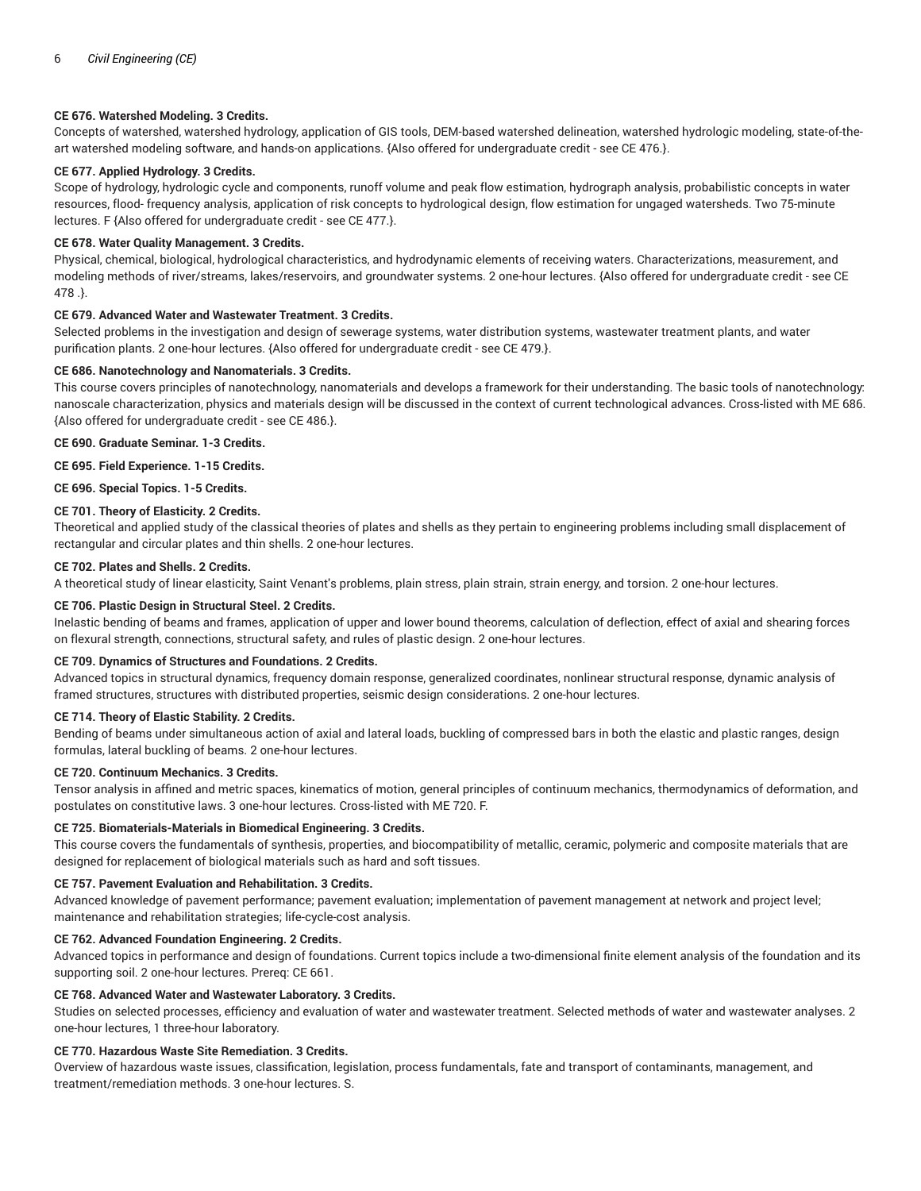**CE 676. Watershed Modeling. 3 Credits.**
Concepts of watershed, watershed hydrology, application of GIS tools, DEM-based watershed delineation, watershed hydrologic modeling, state-of-the-art watershed modeling software, and hands-on applications. {Also offered for undergraduate credit - see CE 476.}.

**CE 677. Applied Hydrology. 3 Credits.**
Scope of hydrology, hydrologic cycle and components, runoff volume and peak flow estimation, hydrograph analysis, probabilistic concepts in water resources, flood- frequency analysis, application of risk concepts to hydrological design, flow estimation for ungaged watersheds. Two 75-minute lectures. F {Also offered for undergraduate credit - see CE 477.}.

**CE 678. Water Quality Management. 3 Credits.**
Physical, chemical, biological, hydrological characteristics, and hydrodynamic elements of receiving waters. Characterizations, measurement, and modeling methods of river/streams, lakes/reservoirs, and groundwater systems. 2 one-hour lectures. {Also offered for undergraduate credit - see CE 478 .}.

**CE 679. Advanced Water and Wastewater Treatment. 3 Credits.**
Selected problems in the investigation and design of sewerage systems, water distribution systems, wastewater treatment plants, and water purification plants. 2 one-hour lectures. {Also offered for undergraduate credit - see CE 479.}.

**CE 686. Nanotechnology and Nanomaterials. 3 Credits.**
This course covers principles of nanotechnology, nanomaterials and develops a framework for their understanding. The basic tools of nanotechnology: nanoscale characterization, physics and materials design will be discussed in the context of current technological advances. Cross-listed with ME 686. {Also offered for undergraduate credit - see CE 486.}.

**CE 690. Graduate Seminar. 1-3 Credits.**

**CE 695. Field Experience. 1-15 Credits.**

**CE 696. Special Topics. 1-5 Credits.**

**CE 701. Theory of Elasticity. 2 Credits.**
Theoretical and applied study of the classical theories of plates and shells as they pertain to engineering problems including small displacement of rectangular and circular plates and thin shells. 2 one-hour lectures.

**CE 702. Plates and Shells. 2 Credits.**
A theoretical study of linear elasticity, Saint Venant's problems, plain stress, plain strain, strain energy, and torsion. 2 one-hour lectures.

**CE 706. Plastic Design in Structural Steel. 2 Credits.**
Inelastic bending of beams and frames, application of upper and lower bound theorems, calculation of deflection, effect of axial and shearing forces on flexural strength, connections, structural safety, and rules of plastic design. 2 one-hour lectures.

**CE 709. Dynamics of Structures and Foundations. 2 Credits.**
Advanced topics in structural dynamics, frequency domain response, generalized coordinates, nonlinear structural response, dynamic analysis of framed structures, structures with distributed properties, seismic design considerations. 2 one-hour lectures.

**CE 714. Theory of Elastic Stability. 2 Credits.**
Bending of beams under simultaneous action of axial and lateral loads, buckling of compressed bars in both the elastic and plastic ranges, design formulas, lateral buckling of beams. 2 one-hour lectures.

**CE 720. Continuum Mechanics. 3 Credits.**
Tensor analysis in affined and metric spaces, kinematics of motion, general principles of continuum mechanics, thermodynamics of deformation, and postulates on constitutive laws. 3 one-hour lectures. Cross-listed with ME 720. F.

**CE 725. Biomaterials-Materials in Biomedical Engineering. 3 Credits.**
This course covers the fundamentals of synthesis, properties, and biocompatibility of metallic, ceramic, polymeric and composite materials that are designed for replacement of biological materials such as hard and soft tissues.

**CE 757. Pavement Evaluation and Rehabilitation. 3 Credits.**
Advanced knowledge of pavement performance; pavement evaluation; implementation of pavement management at network and project level; maintenance and rehabilitation strategies; life-cycle-cost analysis.

**CE 762. Advanced Foundation Engineering. 2 Credits.**
Advanced topics in performance and design of foundations. Current topics include a two-dimensional finite element analysis of the foundation and its supporting soil. 2 one-hour lectures. Prereq: CE 661.

**CE 768. Advanced Water and Wastewater Laboratory. 3 Credits.**
Studies on selected processes, efficiency and evaluation of water and wastewater treatment. Selected methods of water and wastewater analyses. 2 one-hour lectures, 1 three-hour laboratory.

**CE 770. Hazardous Waste Site Remediation. 3 Credits.**
Overview of hazardous waste issues, classification, legislation, process fundamentals, fate and transport of contaminants, management, and treatment/remediation methods. 3 one-hour lectures. S.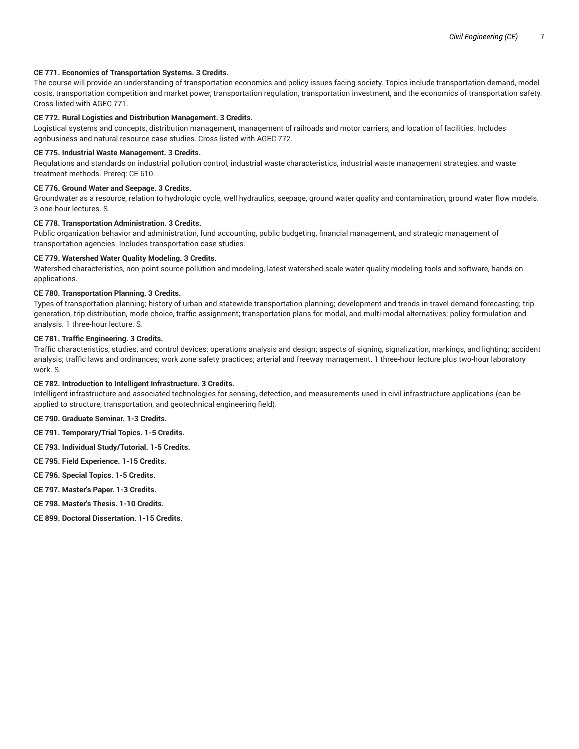**CE 771. Economics of Transportation Systems. 3 Credits.**

The course will provide an understanding of transportation economics and policy issues facing society. Topics include transportation demand, model costs, transportation competition and market power, transportation regulation, transportation investment, and the economics of transportation safety. Cross-listed with AGEC 771.

**CE 772. Rural Logistics and Distribution Management. 3 Credits.**

Logistical systems and concepts, distribution management, management of railroads and motor carriers, and location of facilities. Includes agribusiness and natural resource case studies. Cross-listed with AGEC 772.

**CE 775. Industrial Waste Management. 3 Credits.**

Regulations and standards on industrial pollution control, industrial waste characteristics, industrial waste management strategies, and waste treatment methods. Prereq: CE 610.

**CE 776. Ground Water and Seepage. 3 Credits.**

Groundwater as a resource, relation to hydrologic cycle, well hydraulics, seepage, ground water quality and contamination, ground water flow models. 3 one-hour lectures. S.

**CE 778. Transportation Administration. 3 Credits.**

Public organization behavior and administration, fund accounting, public budgeting, financial management, and strategic management of transportation agencies. Includes transportation case studies.

**CE 779. Watershed Water Quality Modeling. 3 Credits.**

Watershed characteristics, non-point source pollution and modeling, latest watershed-scale water quality modeling tools and software, hands-on applications.

**CE 780. Transportation Planning. 3 Credits.**

Types of transportation planning; history of urban and statewide transportation planning; development and trends in travel demand forecasting; trip generation, trip distribution, mode choice, traffic assignment; transportation plans for modal, and multi-modal alternatives; policy formulation and analysis. 1 three-hour lecture. S.

**CE 781. Traffic Engineering. 3 Credits.**

Traffic characteristics, studies, and control devices; operations analysis and design; aspects of signing, signalization, markings, and lighting; accident analysis; traffic laws and ordinances; work zone safety practices; arterial and freeway management. 1 three-hour lecture plus two-hour laboratory work. S.

**CE 782. Introduction to Intelligent Infrastructure. 3 Credits.**

Intelligent infrastructure and associated technologies for sensing, detection, and measurements used in civil infrastructure applications (can be applied to structure, transportation, and geotechnical engineering field).

**CE 790. Graduate Seminar. 1-3 Credits.**

**CE 791. Temporary/Trial Topics. 1-5 Credits.**

**CE 793. Individual Study/Tutorial. 1-5 Credits.**

**CE 795. Field Experience. 1-15 Credits.**

**CE 796. Special Topics. 1-5 Credits.**

**CE 797. Master's Paper. 1-3 Credits.**

**CE 798. Master's Thesis. 1-10 Credits.**

**CE 899. Doctoral Dissertation. 1-15 Credits.**